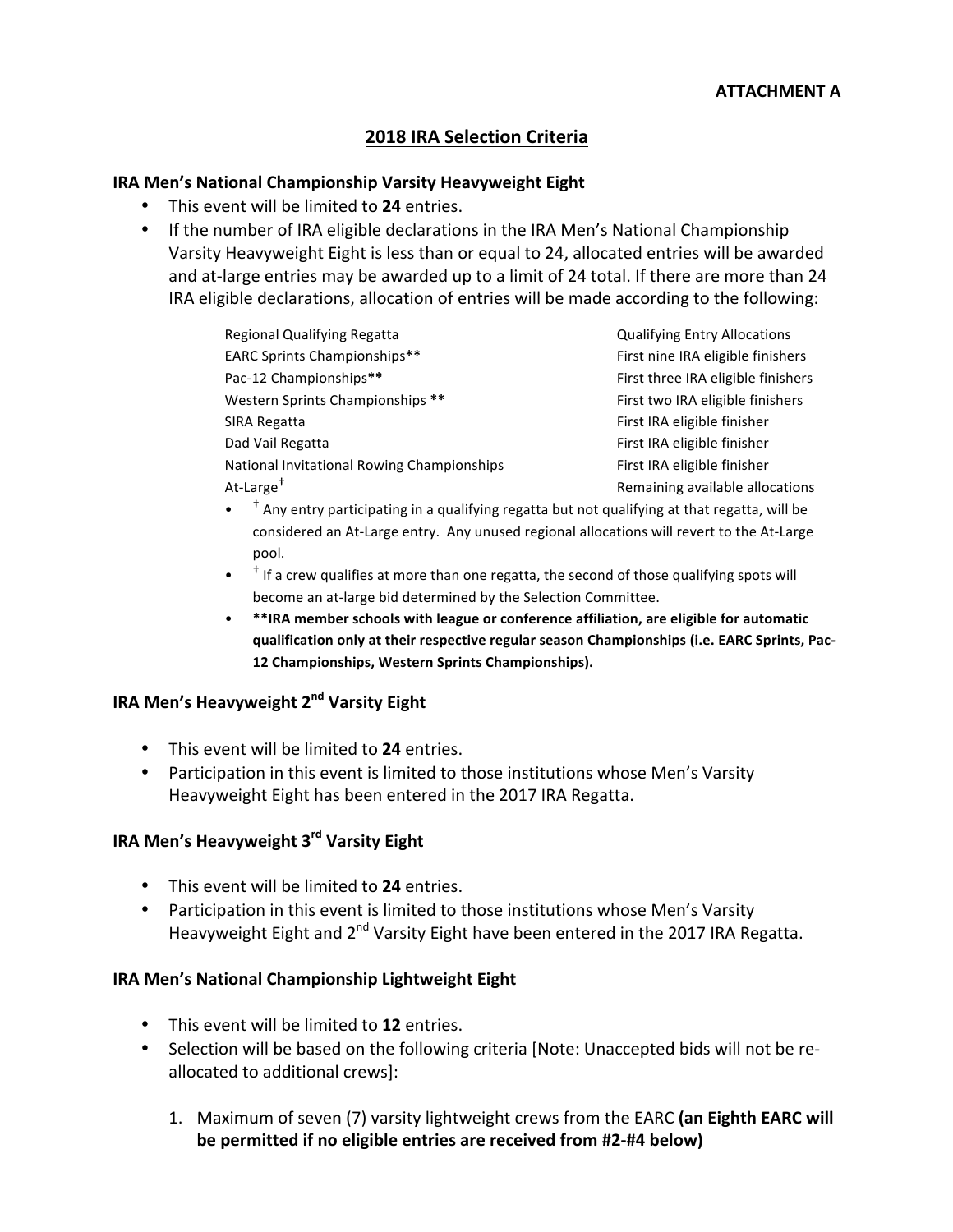**ATTACHMENT A**

## 2018 IRA Selection Criteria

### IRA Men's National Championship Varsity Heavyweight Eight

- This event will be limited to **24** entries.
- If the number of IRA eligible declarations in the IRA Men's National Championship Varsity Heavyweight Eight is less than or equal to 24, allocated entries will be awarded and at-large entries may be awarded up to a limit of 24 total. If there are more than 24 IRA eligible declarations, allocation of entries will be made according to the following:

| Regional Qualifying Regatta | Qualifying Entry Allocations |
|---|---|
| EARC Sprints Championships** | First nine IRA eligible finishers |
| Pac-12 Championships** | First three IRA eligible finishers |
| Western Sprints Championships ** | First two IRA eligible finishers |
| SIRA Regatta | First IRA eligible finisher |
| Dad Vail Regatta | First IRA eligible finisher |
| National Invitational Rowing Championships | First IRA eligible finisher |
| At-Large† | Remaining available allocations |

- † Any entry participating in a qualifying regatta but not qualifying at that regatta, will be considered an At-Large entry. Any unused regional allocations will revert to the At-Large pool.
- † If a crew qualifies at more than one regatta, the second of those qualifying spots will become an at-large bid determined by the Selection Committee.
- **\*\*IRA member schools with league or conference affiliation, are eligible for automatic qualification only at their respective regular season Championships (i.e. EARC Sprints, Pac-12 Championships, Western Sprints Championships).**

### IRA Men's Heavyweight 2nd Varsity Eight

- This event will be limited to **24** entries.
- Participation in this event is limited to those institutions whose Men's Varsity Heavyweight Eight has been entered in the 2017 IRA Regatta.

### IRA Men's Heavyweight 3rd Varsity Eight

- This event will be limited to **24** entries.
- Participation in this event is limited to those institutions whose Men's Varsity Heavyweight Eight and 2nd Varsity Eight have been entered in the 2017 IRA Regatta.

### IRA Men's National Championship Lightweight Eight

- This event will be limited to **12** entries.
- Selection will be based on the following criteria [Note: Unaccepted bids will not be re-allocated to additional crews]:

  1. Maximum of seven (7) varsity lightweight crews from the EARC **(an Eighth EARC will be permitted if no eligible entries are received from #2-#4 below)**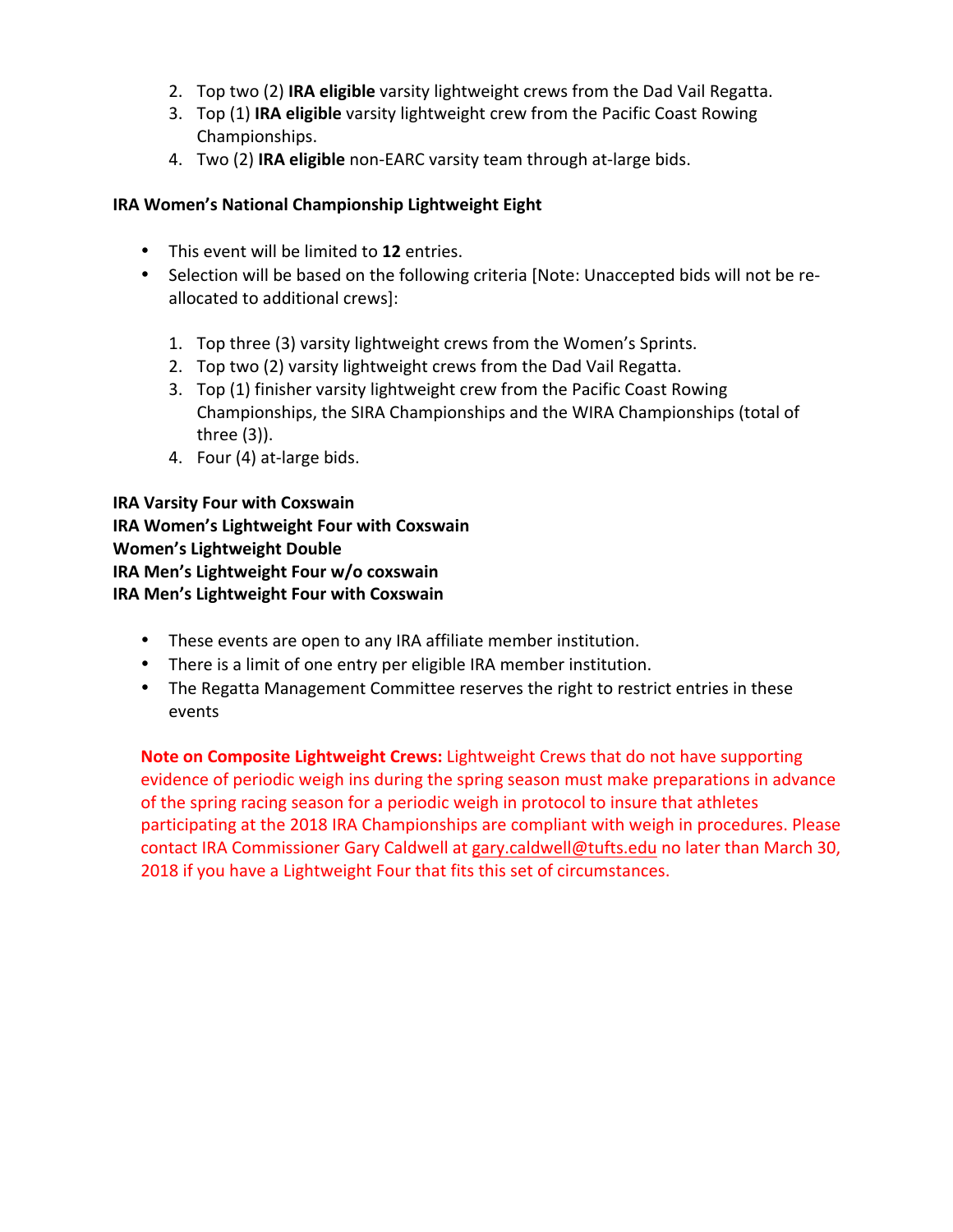2. Top two (2) **IRA eligible** varsity lightweight crews from the Dad Vail Regatta.
3. Top (1) **IRA eligible** varsity lightweight crew from the Pacific Coast Rowing Championships.
4. Two (2) **IRA eligible** non-EARC varsity team through at-large bids.

**IRA Women's National Championship Lightweight Eight**

- This event will be limited to **12** entries.
- Selection will be based on the following criteria [Note: Unaccepted bids will not be re-allocated to additional crews]:

1. Top three (3) varsity lightweight crews from the Women's Sprints.
2. Top two (2) varsity lightweight crews from the Dad Vail Regatta.
3. Top (1) finisher varsity lightweight crew from the Pacific Coast Rowing Championships, the SIRA Championships and the WIRA Championships (total of three (3)).
4. Four (4) at-large bids.

**IRA Varsity Four with Coxswain**
**IRA Women's Lightweight Four with Coxswain**
**Women's Lightweight Double**
**IRA Men's Lightweight Four w/o coxswain**
**IRA Men's Lightweight Four with Coxswain**

- These events are open to any IRA affiliate member institution.
- There is a limit of one entry per eligible IRA member institution.
- The Regatta Management Committee reserves the right to restrict entries in these events

**Note on Composite Lightweight Crews:** Lightweight Crews that do not have supporting evidence of periodic weigh ins during the spring season must make preparations in advance of the spring racing season for a periodic weigh in protocol to insure that athletes participating at the 2018 IRA Championships are compliant with weigh in procedures. Please contact IRA Commissioner Gary Caldwell at gary.caldwell@tufts.edu no later than March 30, 2018 if you have a Lightweight Four that fits this set of circumstances.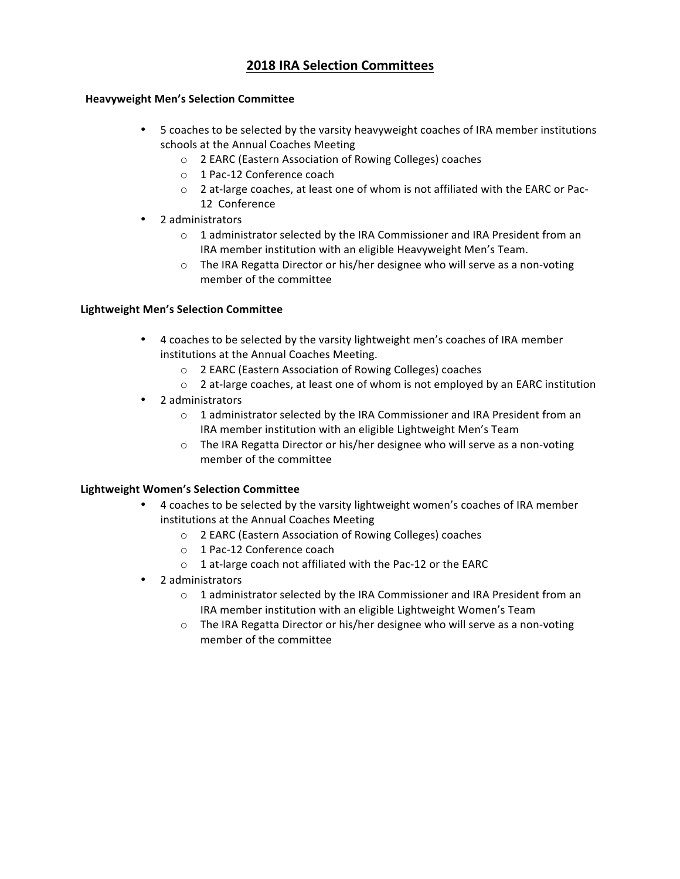# 2018 IRA Selection Committees

### Heavyweight Men's Selection Committee

- 5 coaches to be selected by the varsity heavyweight coaches of IRA member institutions schools at the Annual Coaches Meeting
  - 2 EARC (Eastern Association of Rowing Colleges) coaches
  - 1 Pac-12 Conference coach
  - 2 at-large coaches, at least one of whom is not affiliated with the EARC or Pac-12 Conference
- 2 administrators
  - 1 administrator selected by the IRA Commissioner and IRA President from an IRA member institution with an eligible Heavyweight Men's Team.
  - The IRA Regatta Director or his/her designee who will serve as a non-voting member of the committee

### Lightweight Men's Selection Committee

- 4 coaches to be selected by the varsity lightweight men's coaches of IRA member institutions at the Annual Coaches Meeting.
  - 2 EARC (Eastern Association of Rowing Colleges) coaches
  - 2 at-large coaches, at least one of whom is not employed by an EARC institution
- 2 administrators
  - 1 administrator selected by the IRA Commissioner and IRA President from an IRA member institution with an eligible Lightweight Men's Team
  - The IRA Regatta Director or his/her designee who will serve as a non-voting member of the committee

### Lightweight Women's Selection Committee

- 4 coaches to be selected by the varsity lightweight women's coaches of IRA member institutions at the Annual Coaches Meeting
  - 2 EARC (Eastern Association of Rowing Colleges) coaches
  - 1 Pac-12 Conference coach
  - 1 at-large coach not affiliated with the Pac-12 or the EARC
- 2 administrators
  - 1 administrator selected by the IRA Commissioner and IRA President from an IRA member institution with an eligible Lightweight Women's Team
  - The IRA Regatta Director or his/her designee who will serve as a non-voting member of the committee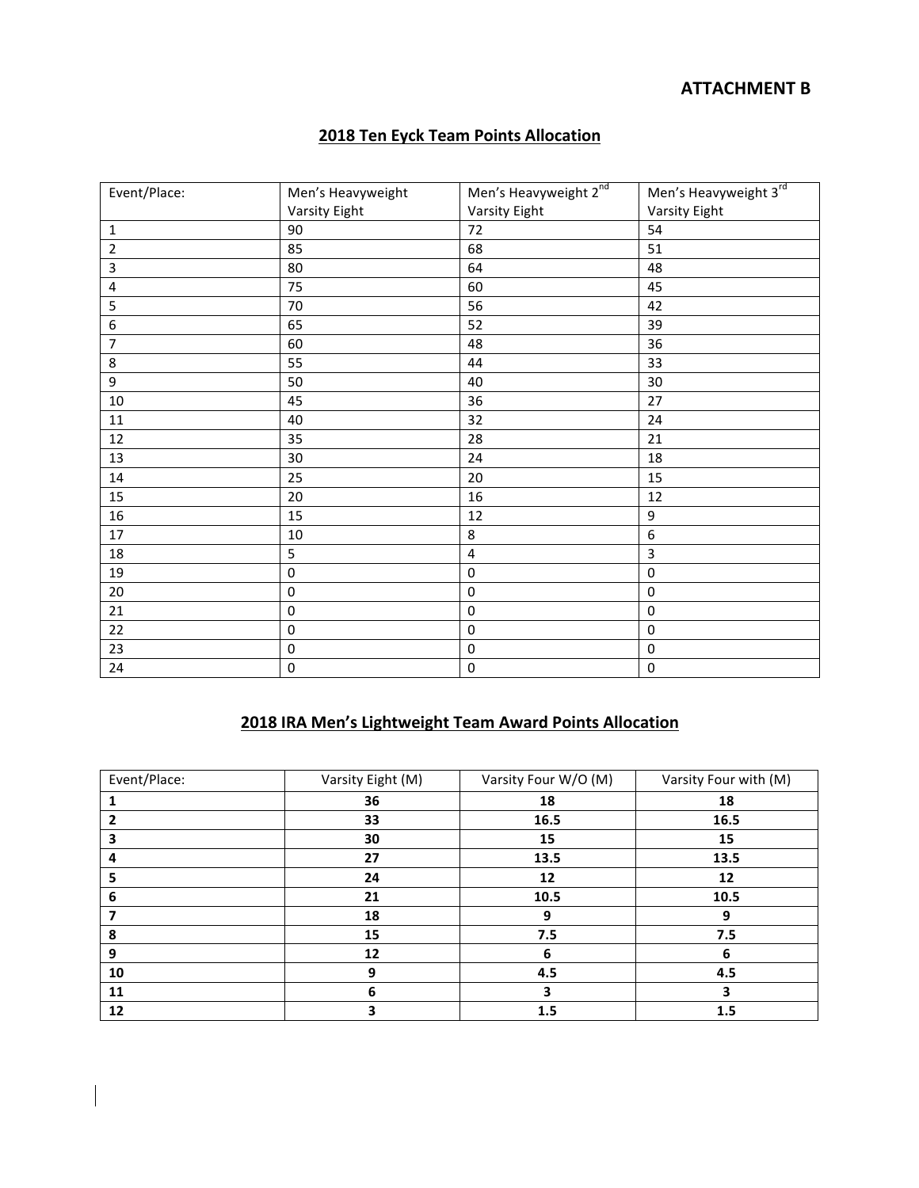**ATTACHMENT B**

## 2018 Ten Eyck Team Points Allocation

| Event/Place: | Men's Heavyweight Varsity Eight | Men's Heavyweight 2nd Varsity Eight | Men's Heavyweight 3rd Varsity Eight |
|---|---|---|---|
| 1 | 90 | 72 | 54 |
| 2 | 85 | 68 | 51 |
| 3 | 80 | 64 | 48 |
| 4 | 75 | 60 | 45 |
| 5 | 70 | 56 | 42 |
| 6 | 65 | 52 | 39 |
| 7 | 60 | 48 | 36 |
| 8 | 55 | 44 | 33 |
| 9 | 50 | 40 | 30 |
| 10 | 45 | 36 | 27 |
| 11 | 40 | 32 | 24 |
| 12 | 35 | 28 | 21 |
| 13 | 30 | 24 | 18 |
| 14 | 25 | 20 | 15 |
| 15 | 20 | 16 | 12 |
| 16 | 15 | 12 | 9 |
| 17 | 10 | 8 | 6 |
| 18 | 5 | 4 | 3 |
| 19 | 0 | 0 | 0 |
| 20 | 0 | 0 | 0 |
| 21 | 0 | 0 | 0 |
| 22 | 0 | 0 | 0 |
| 23 | 0 | 0 | 0 |
| 24 | 0 | 0 | 0 |

## 2018 IRA Men's Lightweight Team Award Points Allocation

| Event/Place: | Varsity Eight (M) | Varsity Four W/O (M) | Varsity Four with (M) |
|---|---|---|---|
| **1** | **36** | **18** | **18** |
| **2** | **33** | **16.5** | **16.5** |
| **3** | **30** | **15** | **15** |
| **4** | **27** | **13.5** | **13.5** |
| **5** | **24** | **12** | **12** |
| **6** | **21** | **10.5** | **10.5** |
| **7** | **18** | **9** | **9** |
| **8** | **15** | **7.5** | **7.5** |
| **9** | **12** | **6** | **6** |
| **10** | **9** | **4.5** | **4.5** |
| **11** | **6** | **3** | **3** |
| **12** | **3** | **1.5** | **1.5** |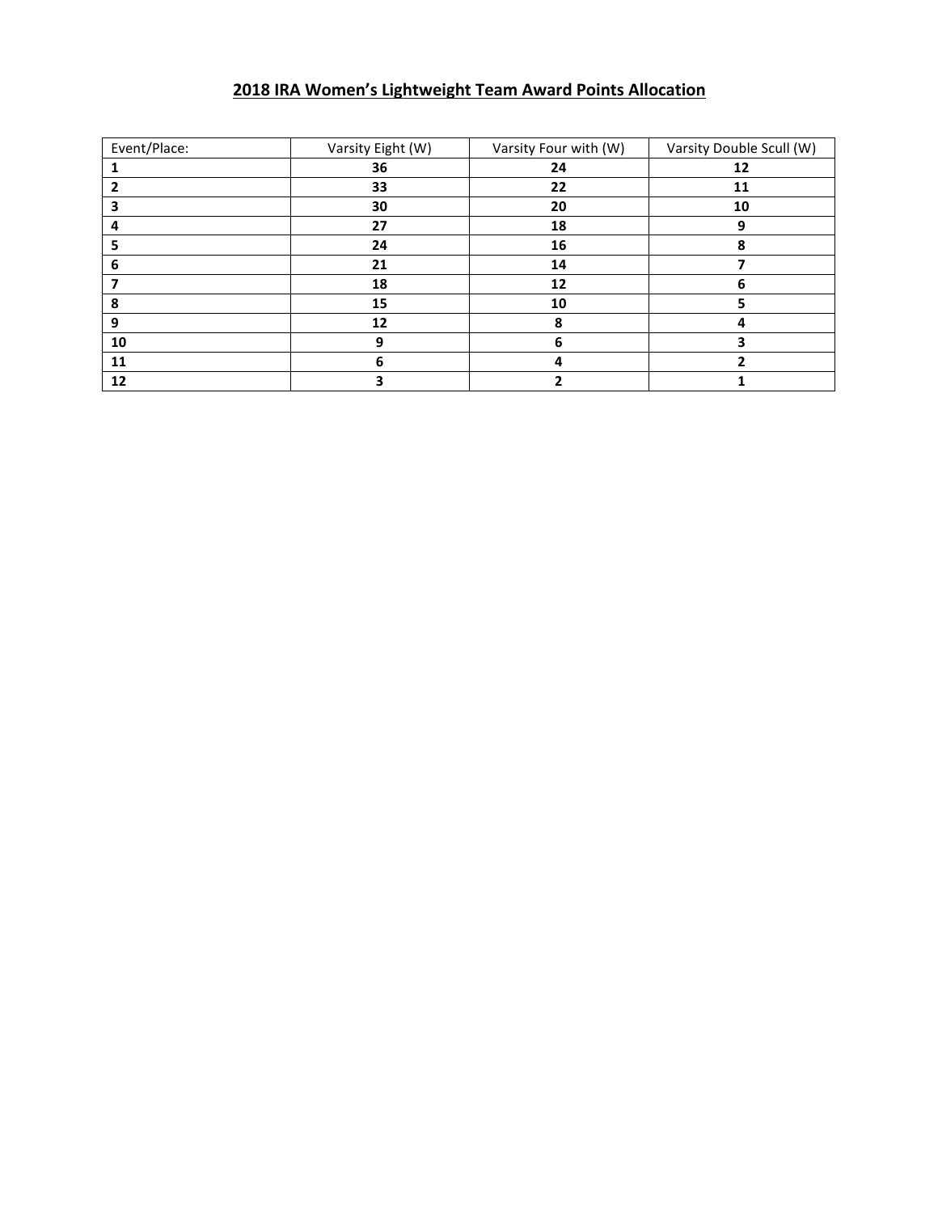## 2018 IRA Women's Lightweight Team Award Points Allocation

| Event/Place: | Varsity Eight (W) | Varsity Four with (W) | Varsity Double Scull (W) |
|---|---|---|---|
| **1** | **36** | **24** | **12** |
| **2** | **33** | **22** | **11** |
| **3** | **30** | **20** | **10** |
| **4** | **27** | **18** | **9** |
| **5** | **24** | **16** | **8** |
| **6** | **21** | **14** | **7** |
| **7** | **18** | **12** | **6** |
| **8** | **15** | **10** | **5** |
| **9** | **12** | **8** | **4** |
| **10** | **9** | **6** | **3** |
| **11** | **6** | **4** | **2** |
| **12** | **3** | **2** | **1** |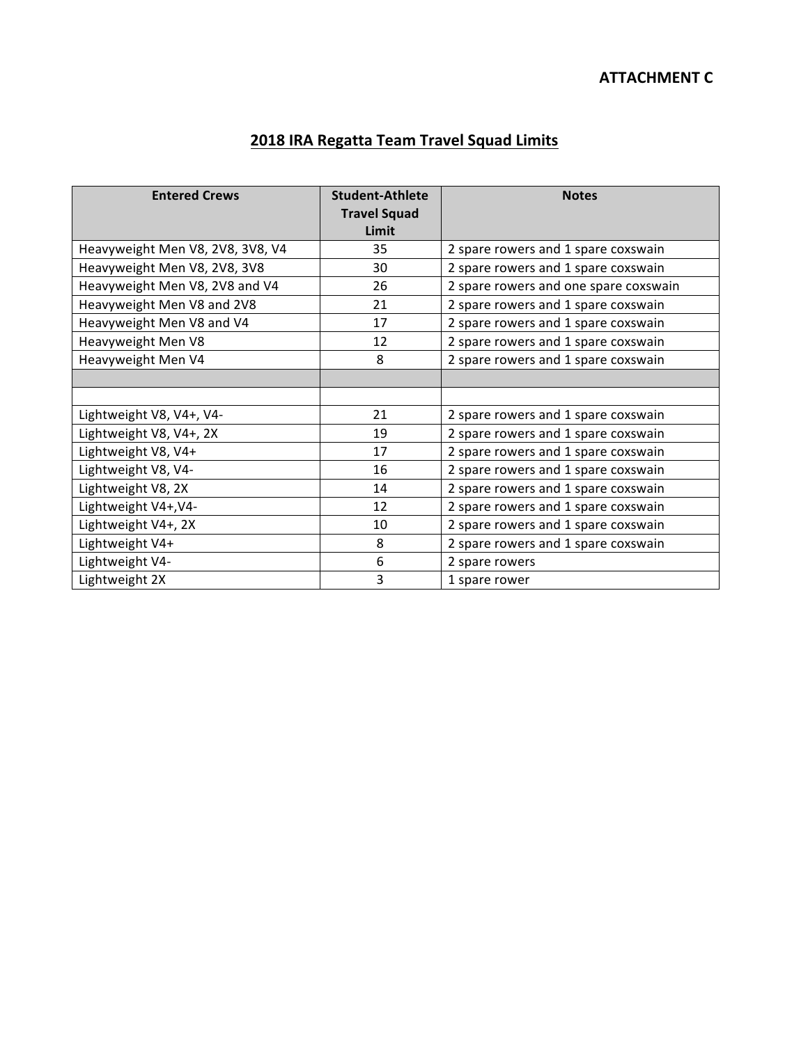**ATTACHMENT C**

## 2018 IRA Regatta Team Travel Squad Limits

| Entered Crews | Student-Athlete Travel Squad Limit | Notes |
|---|---|---|
| Heavyweight Men V8, 2V8, 3V8, V4 | 35 | 2 spare rowers and 1 spare coxswain |
| Heavyweight Men V8, 2V8, 3V8 | 30 | 2 spare rowers and 1 spare coxswain |
| Heavyweight Men V8, 2V8 and V4 | 26 | 2 spare rowers and one spare coxswain |
| Heavyweight Men V8 and 2V8 | 21 | 2 spare rowers and 1 spare coxswain |
| Heavyweight Men V8 and V4 | 17 | 2 spare rowers and 1 spare coxswain |
| Heavyweight Men V8 | 12 | 2 spare rowers and 1 spare coxswain |
| Heavyweight Men V4 | 8 | 2 spare rowers and 1 spare coxswain |
| | | |
| | | |
| Lightweight V8, V4+, V4- | 21 | 2 spare rowers and 1 spare coxswain |
| Lightweight V8, V4+, 2X | 19 | 2 spare rowers and 1 spare coxswain |
| Lightweight V8, V4+ | 17 | 2 spare rowers and 1 spare coxswain |
| Lightweight V8, V4- | 16 | 2 spare rowers and 1 spare coxswain |
| Lightweight V8, 2X | 14 | 2 spare rowers and 1 spare coxswain |
| Lightweight V4+,V4- | 12 | 2 spare rowers and 1 spare coxswain |
| Lightweight V4+, 2X | 10 | 2 spare rowers and 1 spare coxswain |
| Lightweight V4+ | 8 | 2 spare rowers and 1 spare coxswain |
| Lightweight V4- | 6 | 2 spare rowers |
| Lightweight 2X | 3 | 1 spare rower |